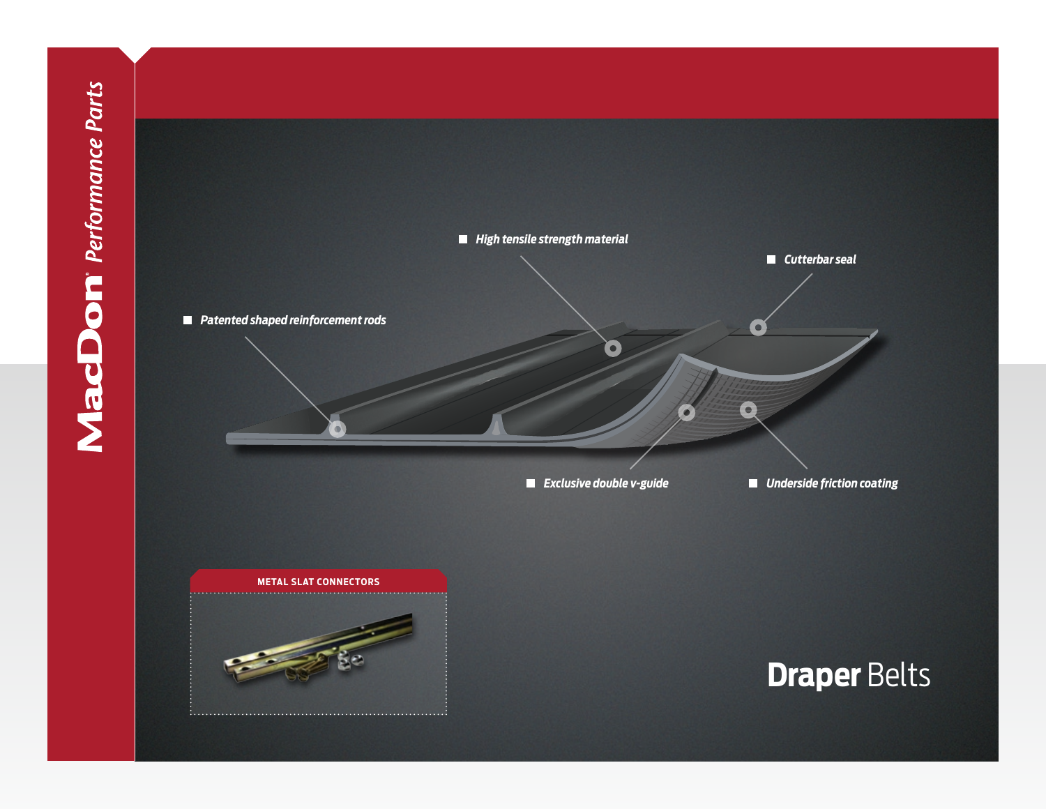MacDon® Performance Parts

# Draper Belts

- *Patented shaped reinforcement rods*
- *High tensile strength material*
- *Cutterbar seal*
- *Exclusive double v-guide*
- *Underside friction coating*

**METAL SLAT CONNECTORS**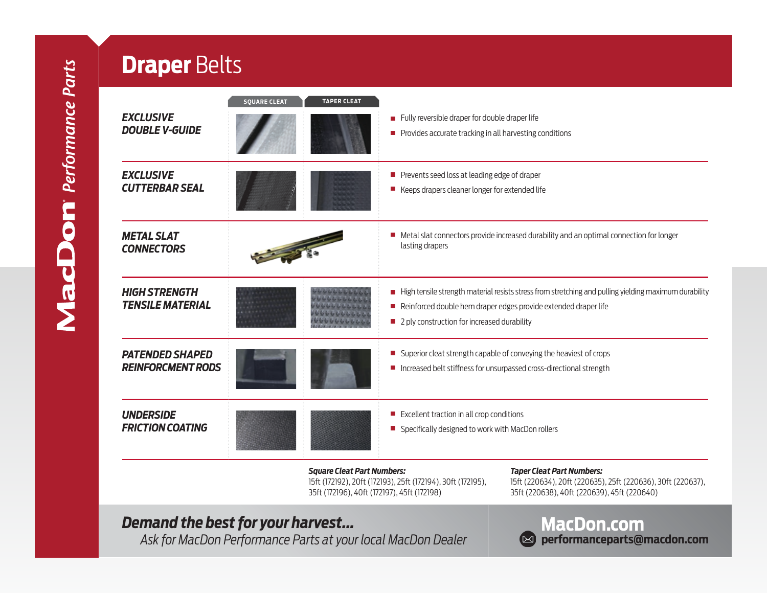MacDon® Performance Parts

# **Draper** Belts

| | SQUARE CLEAT | TAPER CLEAT | |
|---|---|---|---|
| ***EXCLUSIVE DOUBLE V-GUIDE*** | | | ■ Fully reversible draper for double draper life<br>■ Provides accurate tracking in all harvesting conditions |
| ***EXCLUSIVE CUTTERBAR SEAL*** | | | ■ Prevents seed loss at leading edge of draper<br>■ Keeps drapers cleaner longer for extended life |
| ***METAL SLAT CONNECTORS*** | | | ■ Metal slat connectors provide increased durability and an optimal connection for longer lasting drapers |
| ***HIGH STRENGTH TENSILE MATERIAL*** | | | ■ High tensile strength material resists stress from stretching and pulling yielding maximum durability<br>■ Reinforced double hem draper edges provide extended draper life<br>■ 2 ply construction for increased durability |
| ***PATENDED SHAPED REINFORCMENT RODS*** | | | ■ Superior cleat strength capable of conveying the heaviest of crops<br>■ Increased belt stiffness for unsurpassed cross-directional strength |
| ***UNDERSIDE FRICTION COATING*** | | | ■ Excellent traction in all crop conditions<br>■ Specifically designed to work with MacDon rollers |

***Square Cleat Part Numbers:***
15ft (172192), 20ft (172193), 25ft (172194), 30ft (172195), 35ft (172196), 40ft (172197), 45ft (172198)

***Taper Cleat Part Numbers:***
15ft (220634), 20ft (220635), 25ft (220636), 30ft (220637), 35ft (220638), 40ft (220639), 45ft (220640)

***Demand the best for your harvest...***
*Ask for MacDon Performance Parts at your local MacDon Dealer*

**MacDon.com**
**performanceparts@macdon.com**